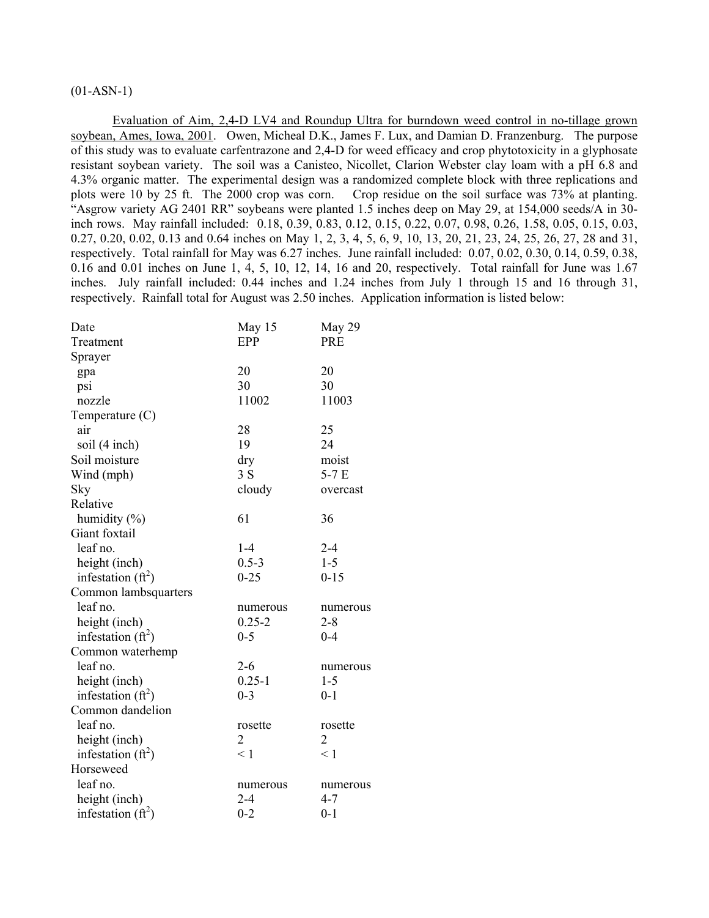(01-ASN-1)

Evaluation of Aim, 2,4-D LV4 and Roundup Ultra for burndown weed control in no-tillage grown soybean, Ames, Iowa, 2001. Owen, Micheal D.K., James F. Lux, and Damian D. Franzenburg. The purpose of this study was to evaluate carfentrazone and 2,4-D for weed efficacy and crop phytotoxicity in a glyphosate resistant soybean variety. The soil was a Canisteo, Nicollet, Clarion Webster clay loam with a pH 6.8 and 4.3% organic matter. The experimental design was a randomized complete block with three replications and plots were 10 by 25 ft. The 2000 crop was corn. Crop residue on the soil surface was 73% at planting. "Asgrow variety AG 2401 RR" soybeans were planted 1.5 inches deep on May 29, at 154,000 seeds/A in 30-inch rows. May rainfall included: 0.18, 0.39, 0.83, 0.12, 0.15, 0.22, 0.07, 0.98, 0.26, 1.58, 0.05, 0.15, 0.03, 0.27, 0.20, 0.02, 0.13 and 0.64 inches on May 1, 2, 3, 4, 5, 6, 9, 10, 13, 20, 21, 23, 24, 25, 26, 27, 28 and 31, respectively. Total rainfall for May was 6.27 inches. June rainfall included: 0.07, 0.02, 0.30, 0.14, 0.59, 0.38, 0.16 and 0.01 inches on June 1, 4, 5, 10, 12, 14, 16 and 20, respectively. Total rainfall for June was 1.67 inches. July rainfall included: 0.44 inches and 1.24 inches from July 1 through 15 and 16 through 31, respectively. Rainfall total for August was 2.50 inches. Application information is listed below:

| Date | May 15 | May 29 |
|---|---|---|
| Treatment | EPP | PRE |
| Sprayer | | |
| gpa | 20 | 20 |
| psi | 30 | 30 |
| nozzle | 11002 | 11003 |
| Temperature (C) | | |
| air | 28 | 25 |
| soil (4 inch) | 19 | 24 |
| Soil moisture | dry | moist |
| Wind (mph) | 3 S | 5-7 E |
| Sky | cloudy | overcast |
| Relative humidity (%) | 61 | 36 |
| Giant foxtail | | |
| leaf no. | 1-4 | 2-4 |
| height (inch) | 0.5-3 | 1-5 |
| infestation ($ft^2$) | 0-25 | 0-15 |
| Common lambsquarters | | |
| leaf no. | numerous | numerous |
| height (inch) | 0.25-2 | 2-8 |
| infestation ($ft^2$) | 0-5 | 0-4 |
| Common waterhemp | | |
| leaf no. | 2-6 | numerous |
| height (inch) | 0.25-1 | 1-5 |
| infestation ($ft^2$) | 0-3 | 0-1 |
| Common dandelion | | |
| leaf no. | rosette | rosette |
| height (inch) | 2 | 2 |
| infestation ($ft^2$) | < 1 | < 1 |
| Horseweed | | |
| leaf no. | numerous | numerous |
| height (inch) | 2-4 | 4-7 |
| infestation ($ft^2$) | 0-2 | 0-1 |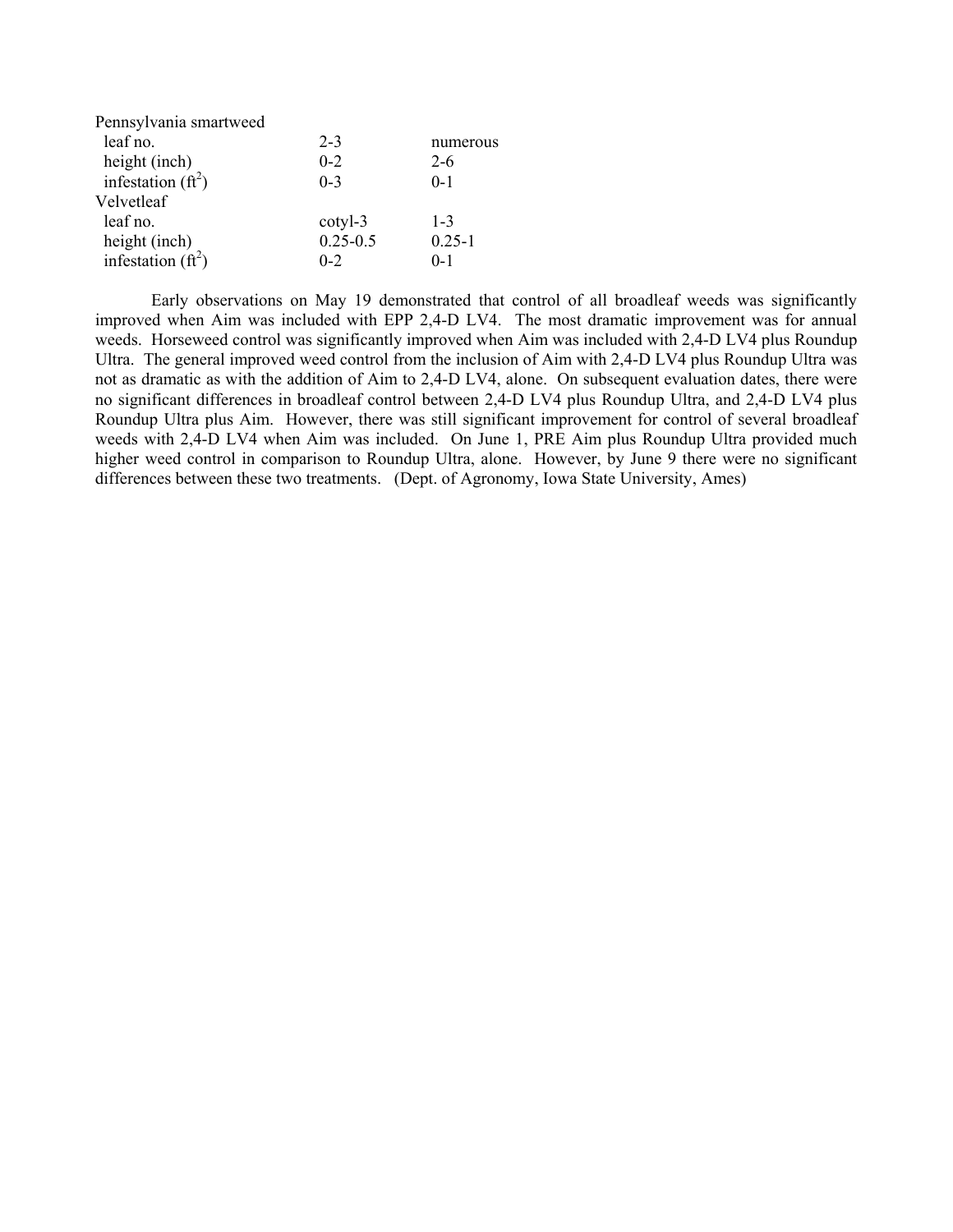| | | |
|---|---|---|
| Pennsylvania smartweed | | |
| leaf no. | 2-3 | numerous |
| height (inch) | 0-2 | 2-6 |
| infestation ($ft^2$) | 0-3 | 0-1 |
| Velvetleaf | | |
| leaf no. | cotyl-3 | 1-3 |
| height (inch) | 0.25-0.5 | 0.25-1 |
| infestation ($ft^2$) | 0-2 | 0-1 |

Early observations on May 19 demonstrated that control of all broadleaf weeds was significantly improved when Aim was included with EPP 2,4-D LV4. The most dramatic improvement was for annual weeds. Horseweed control was significantly improved when Aim was included with 2,4-D LV4 plus Roundup Ultra. The general improved weed control from the inclusion of Aim with 2,4-D LV4 plus Roundup Ultra was not as dramatic as with the addition of Aim to 2,4-D LV4, alone. On subsequent evaluation dates, there were no significant differences in broadleaf control between 2,4-D LV4 plus Roundup Ultra, and 2,4-D LV4 plus Roundup Ultra plus Aim. However, there was still significant improvement for control of several broadleaf weeds with 2,4-D LV4 when Aim was included. On June 1, PRE Aim plus Roundup Ultra provided much higher weed control in comparison to Roundup Ultra, alone. However, by June 9 there were no significant differences between these two treatments. (Dept. of Agronomy, Iowa State University, Ames)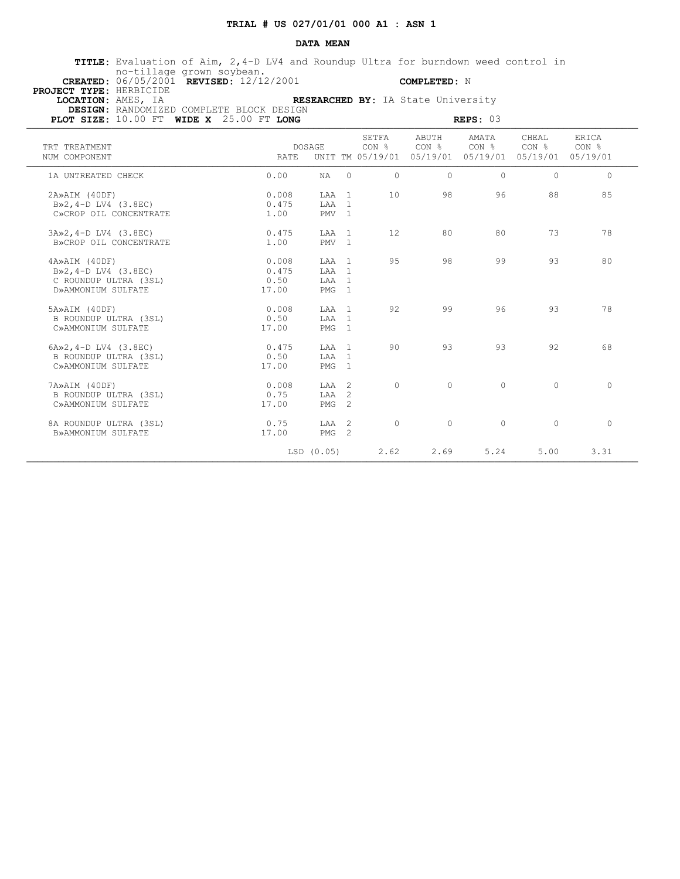**TRIAL # US 027/01/01 000 A1 : ASN 1**

**DATA MEAN**

**TITLE:** Evaluation of Aim, 2,4-D LV4 and Roundup Ultra for burndown weed control in no-tillage grown soybean.
**CREATED:** 06/05/2001 **REVISED:** 12/12/2001 **COMPLETED:** N
**PROJECT TYPE:** HERBICIDE
**LOCATION:** AMES, IA **RESEARCHED BY:** IA State University
**DESIGN:** RANDOMIZED COMPLETE BLOCK DESIGN
**PLOT SIZE:** 10.00 FT **WIDE X** 25.00 FT **LONG** **REPS:** 03

| TRT NUM | TREATMENT COMPONENT | DOSAGE RATE | UNIT | TM | SETFA CON % 05/19/01 | ABUTH CON % 05/19/01 | AMATA CON % 05/19/01 | CHEAL CON % 05/19/01 | ERICA CON % 05/19/01 |
|---|---|---|---|---|---|---|---|---|---|
| 1A | UNTREATED CHECK | 0.00 | NA | 0 | 0 | 0 | 0 | 0 | 0 |
| 2A» | AIM (40DF) | 0.008 | LAA | 1 | 10 | 98 | 96 | 88 | 85 |
| B» | 2,4-D LV4 (3.8EC) | 0.475 | LAA | 1 | | | | | |
| C» | CROP OIL CONCENTRATE | 1.00 | PMV | 1 | | | | | |
| 3A» | 2,4-D LV4 (3.8EC) | 0.475 | LAA | 1 | 12 | 80 | 80 | 73 | 78 |
| B» | CROP OIL CONCENTRATE | 1.00 | PMV | 1 | | | | | |
| 4A» | AIM (40DF) | 0.008 | LAA | 1 | 95 | 98 | 99 | 93 | 80 |
| B» | 2,4-D LV4 (3.8EC) | 0.475 | LAA | 1 | | | | | |
| C | ROUNDUP ULTRA (3SL) | 0.50 | LAA | 1 | | | | | |
| D» | AMMONIUM SULFATE | 17.00 | PMG | 1 | | | | | |
| 5A» | AIM (40DF) | 0.008 | LAA | 1 | 92 | 99 | 96 | 93 | 78 |
| B | ROUNDUP ULTRA (3SL) | 0.50 | LAA | 1 | | | | | |
| C» | AMMONIUM SULFATE | 17.00 | PMG | 1 | | | | | |
| 6A» | 2,4-D LV4 (3.8EC) | 0.475 | LAA | 1 | 90 | 93 | 93 | 92 | 68 |
| B | ROUNDUP ULTRA (3SL) | 0.50 | LAA | 1 | | | | | |
| C» | AMMONIUM SULFATE | 17.00 | PMG | 1 | | | | | |
| 7A» | AIM (40DF) | 0.008 | LAA | 2 | 0 | 0 | 0 | 0 | 0 |
| B | ROUNDUP ULTRA (3SL) | 0.75 | LAA | 2 | | | | | |
| C» | AMMONIUM SULFATE | 17.00 | PMG | 2 | | | | | |
| 8A | ROUNDUP ULTRA (3SL) | 0.75 | LAA | 2 | 0 | 0 | 0 | 0 | 0 |
| B» | AMMONIUM SULFATE | 17.00 | PMG | 2 | | | | | |
| | | LSD (0.05) | | | 2.62 | 2.69 | 5.24 | 5.00 | 3.31 |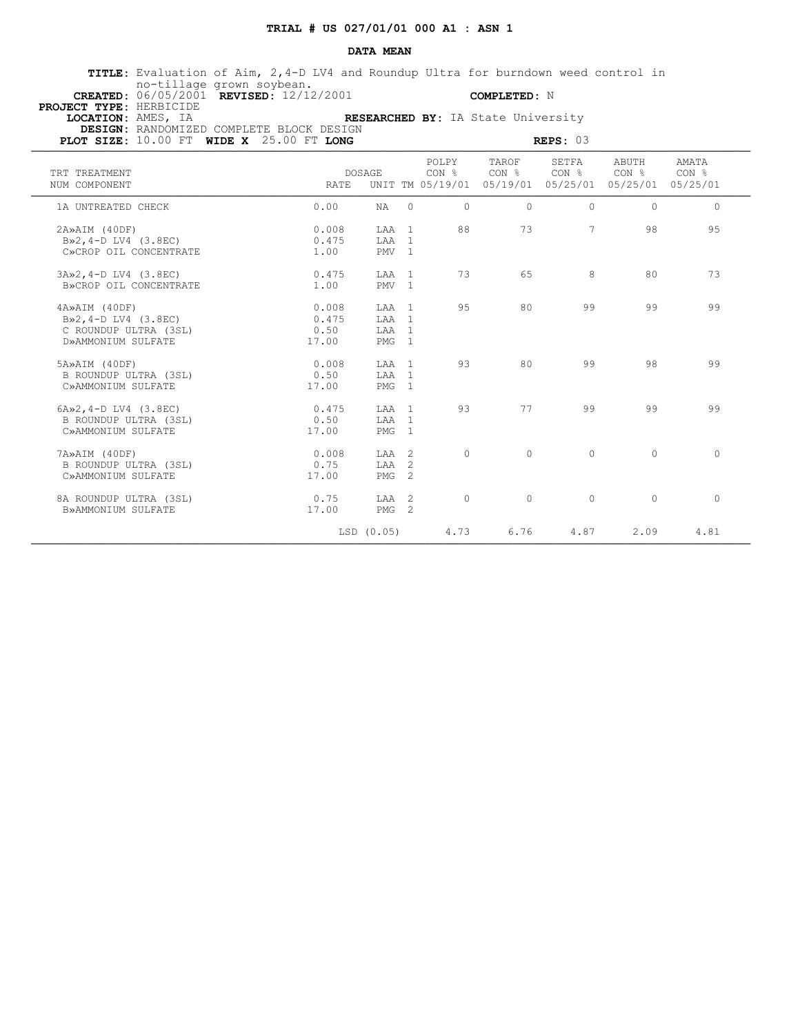**TRIAL # US 027/01/01 000 A1 : ASN 1**

**DATA MEAN**

**TITLE:** Evaluation of Aim, 2,4-D LV4 and Roundup Ultra for burndown weed control in no-tillage grown soybean.
**CREATED:** 06/05/2001 **REVISED:** 12/12/2001 **COMPLETED:** N
**PROJECT TYPE:** HERBICIDE
**LOCATION:** AMES, IA **RESEARCHED BY:** IA State University
**DESIGN:** RANDOMIZED COMPLETE BLOCK DESIGN
**PLOT SIZE:** 10.00 FT **WIDE X** 25.00 FT **LONG** **REPS:** 03

| TRT NUM | TREATMENT COMPONENT | DOSAGE RATE | UNIT | TM | POLPY CON % 05/19/01 | TAROF CON % 05/19/01 | SETFA CON % 05/25/01 | ABUTH CON % 05/25/01 | AMATA CON % 05/25/01 |
|---|---|---|---|---|---|---|---|---|---|
| 1 | A UNTREATED CHECK | 0.00 | NA | 0 | 0 | 0 | 0 | 0 | 0 |
| 2 | A»AIM (40DF) | 0.008 | LAA | 1 | 88 | 73 | 7 | 98 | 95 |
| | B»2,4-D LV4 (3.8EC) | 0.475 | LAA | 1 | | | | | |
| | C»CROP OIL CONCENTRATE | 1.00 | PMV | 1 | | | | | |
| 3 | A»2,4-D LV4 (3.8EC) | 0.475 | LAA | 1 | 73 | 65 | 8 | 80 | 73 |
| | B»CROP OIL CONCENTRATE | 1.00 | PMV | 1 | | | | | |
| 4 | A»AIM (40DF) | 0.008 | LAA | 1 | 95 | 80 | 99 | 99 | 99 |
| | B»2,4-D LV4 (3.8EC) | 0.475 | LAA | 1 | | | | | |
| | C ROUNDUP ULTRA (3SL) | 0.50 | LAA | 1 | | | | | |
| | D»AMMONIUM SULFATE | 17.00 | PMG | 1 | | | | | |
| 5 | A»AIM (40DF) | 0.008 | LAA | 1 | 93 | 80 | 99 | 98 | 99 |
| | B ROUNDUP ULTRA (3SL) | 0.50 | LAA | 1 | | | | | |
| | C»AMMONIUM SULFATE | 17.00 | PMG | 1 | | | | | |
| 6 | A»2,4-D LV4 (3.8EC) | 0.475 | LAA | 1 | 93 | 77 | 99 | 99 | 99 |
| | B ROUNDUP ULTRA (3SL) | 0.50 | LAA | 1 | | | | | |
| | C»AMMONIUM SULFATE | 17.00 | PMG | 1 | | | | | |
| 7 | A»AIM (40DF) | 0.008 | LAA | 2 | 0 | 0 | 0 | 0 | 0 |
| | B ROUNDUP ULTRA (3SL) | 0.75 | LAA | 2 | | | | | |
| | C»AMMONIUM SULFATE | 17.00 | PMG | 2 | | | | | |
| 8 | A ROUNDUP ULTRA (3SL) | 0.75 | LAA | 2 | 0 | 0 | 0 | 0 | 0 |
| | B»AMMONIUM SULFATE | 17.00 | PMG | 2 | | | | | |
| | | LSD (0.05) | | | 4.73 | 6.76 | 4.87 | 2.09 | 4.81 |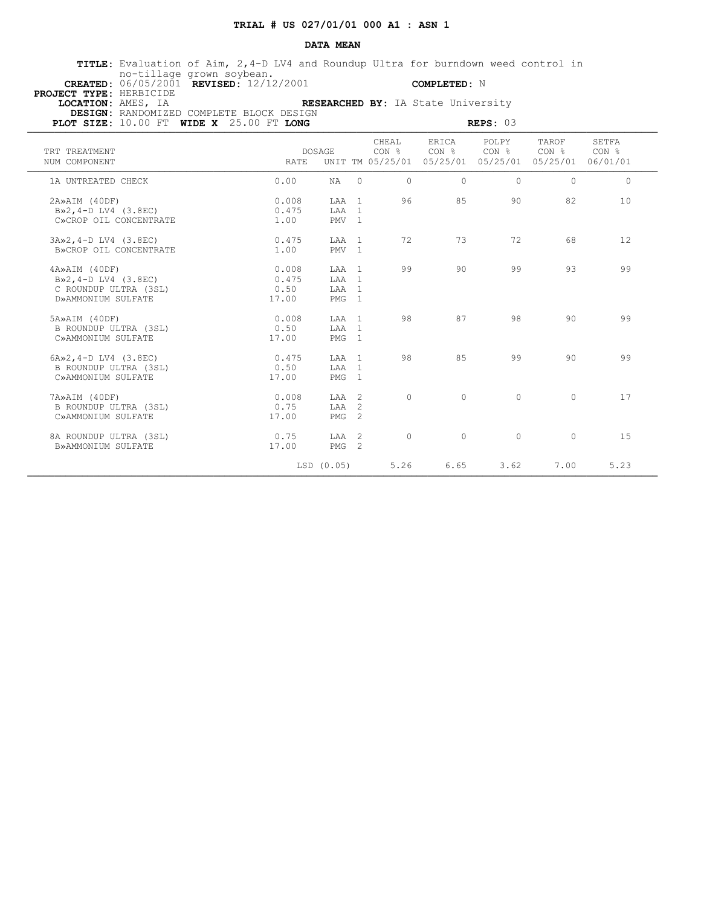**TRIAL # US 027/01/01 000 A1 : ASN 1**

**DATA MEAN**

**TITLE:** Evaluation of Aim, 2,4-D LV4 and Roundup Ultra for burndown weed control in no-tillage grown soybean.
**CREATED:** 06/05/2001 **REVISED:** 12/12/2001 **COMPLETED:** N
**PROJECT TYPE:** HERBICIDE
**LOCATION:** AMES, IA **RESEARCHED BY:** IA State University
**DESIGN:** RANDOMIZED COMPLETE BLOCK DESIGN
**PLOT SIZE:** 10.00 FT **WIDE X** 25.00 FT **LONG** **REPS:** 03

| TRT NUM | TREATMENT COMPONENT | DOSAGE RATE | UNIT | TM | CHEAL CON % 05/25/01 | ERICA CON % 05/25/01 | POLPY CON % 05/25/01 | TAROF CON % 05/25/01 | SETFA CON % 06/01/01 |
|---|---|---|---|---|---|---|---|---|---|
| 1A | UNTREATED CHECK | 0.00 | NA | 0 | 0 | 0 | 0 | 0 | 0 |
| 2A» | AIM (40DF) | 0.008 | LAA | 1 | 96 | 85 | 90 | 82 | 10 |
| B» | 2,4-D LV4 (3.8EC) | 0.475 | LAA | 1 | | | | | |
| C» | CROP OIL CONCENTRATE | 1.00 | PMV | 1 | | | | | |
| 3A» | 2,4-D LV4 (3.8EC) | 0.475 | LAA | 1 | 72 | 73 | 72 | 68 | 12 |
| B» | CROP OIL CONCENTRATE | 1.00 | PMV | 1 | | | | | |
| 4A» | AIM (40DF) | 0.008 | LAA | 1 | 99 | 90 | 99 | 93 | 99 |
| B» | 2,4-D LV4 (3.8EC) | 0.475 | LAA | 1 | | | | | |
| C | ROUNDUP ULTRA (3SL) | 0.50 | LAA | 1 | | | | | |
| D» | AMMONIUM SULFATE | 17.00 | PMG | 1 | | | | | |
| 5A» | AIM (40DF) | 0.008 | LAA | 1 | 98 | 87 | 98 | 90 | 99 |
| B | ROUNDUP ULTRA (3SL) | 0.50 | LAA | 1 | | | | | |
| C» | AMMONIUM SULFATE | 17.00 | PMG | 1 | | | | | |
| 6A» | 2,4-D LV4 (3.8EC) | 0.475 | LAA | 1 | 98 | 85 | 99 | 90 | 99 |
| B | ROUNDUP ULTRA (3SL) | 0.50 | LAA | 1 | | | | | |
| C» | AMMONIUM SULFATE | 17.00 | PMG | 1 | | | | | |
| 7A» | AIM (40DF) | 0.008 | LAA | 2 | 0 | 0 | 0 | 0 | 17 |
| B | ROUNDUP ULTRA (3SL) | 0.75 | LAA | 2 | | | | | |
| C» | AMMONIUM SULFATE | 17.00 | PMG | 2 | | | | | |
| 8A | ROUNDUP ULTRA (3SL) | 0.75 | LAA | 2 | 0 | 0 | 0 | 0 | 15 |
| B» | AMMONIUM SULFATE | 17.00 | PMG | 2 | | | | | |
| | | LSD (0.05) | | | 5.26 | 6.65 | 3.62 | 7.00 | 5.23 |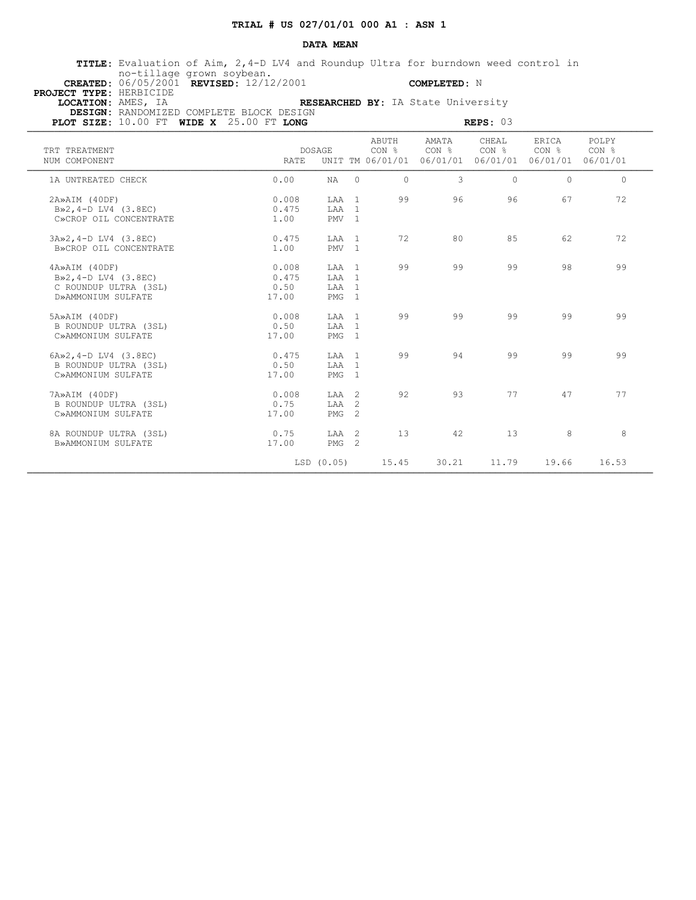## TRIAL # US 027/01/01 000 A1 : ASN 1

### DATA MEAN

**TITLE:** Evaluation of Aim, 2,4-D LV4 and Roundup Ultra for burndown weed control in no-tillage grown soybean.
**CREATED:** 06/05/2001 **REVISED:** 12/12/2001 **COMPLETED:** N
**PROJECT TYPE:** HERBICIDE
**LOCATION:** AMES, IA **RESEARCHED BY:** IA State University
**DESIGN:** RANDOMIZED COMPLETE BLOCK DESIGN
**PLOT SIZE:** 10.00 FT **WIDE X** 25.00 FT **LONG** **REPS:** 03

| TRT NUM | TREATMENT COMPONENT | DOSAGE RATE | UNIT | TM | ABUTH CON % 06/01/01 | AMATA CON % 06/01/01 | CHEAL CON % 06/01/01 | ERICA CON % 06/01/01 | POLPY CON % 06/01/01 |
|---|---|---|---|---|---|---|---|---|---|
| 1 | A UNTREATED CHECK | 0.00 | NA | 0 | 0 | 3 | 0 | 0 | 0 |
| 2 | A»AIM (40DF) | 0.008 | LAA | 1 | 99 | 96 | 96 | 67 | 72 |
| | B»2,4-D LV4 (3.8EC) | 0.475 | LAA | 1 | | | | | |
| | C»CROP OIL CONCENTRATE | 1.00 | PMV | 1 | | | | | |
| 3 | A»2,4-D LV4 (3.8EC) | 0.475 | LAA | 1 | 72 | 80 | 85 | 62 | 72 |
| | B»CROP OIL CONCENTRATE | 1.00 | PMV | 1 | | | | | |
| 4 | A»AIM (40DF) | 0.008 | LAA | 1 | 99 | 99 | 99 | 98 | 99 |
| | B»2,4-D LV4 (3.8EC) | 0.475 | LAA | 1 | | | | | |
| | C ROUNDUP ULTRA (3SL) | 0.50 | LAA | 1 | | | | | |
| | D»AMMONIUM SULFATE | 17.00 | PMG | 1 | | | | | |
| 5 | A»AIM (40DF) | 0.008 | LAA | 1 | 99 | 99 | 99 | 99 | 99 |
| | B ROUNDUP ULTRA (3SL) | 0.50 | LAA | 1 | | | | | |
| | C»AMMONIUM SULFATE | 17.00 | PMG | 1 | | | | | |
| 6 | A»2,4-D LV4 (3.8EC) | 0.475 | LAA | 1 | 99 | 94 | 99 | 99 | 99 |
| | B ROUNDUP ULTRA (3SL) | 0.50 | LAA | 1 | | | | | |
| | C»AMMONIUM SULFATE | 17.00 | PMG | 1 | | | | | |
| 7 | A»AIM (40DF) | 0.008 | LAA | 2 | 92 | 93 | 77 | 47 | 77 |
| | B ROUNDUP ULTRA (3SL) | 0.75 | LAA | 2 | | | | | |
| | C»AMMONIUM SULFATE | 17.00 | PMG | 2 | | | | | |
| 8 | A ROUNDUP ULTRA (3SL) | 0.75 | LAA | 2 | 13 | 42 | 13 | 8 | 8 |
| | B»AMMONIUM SULFATE | 17.00 | PMG | 2 | | | | | |
| | | LSD (0.05) | | | 15.45 | 30.21 | 11.79 | 19.66 | 16.53 |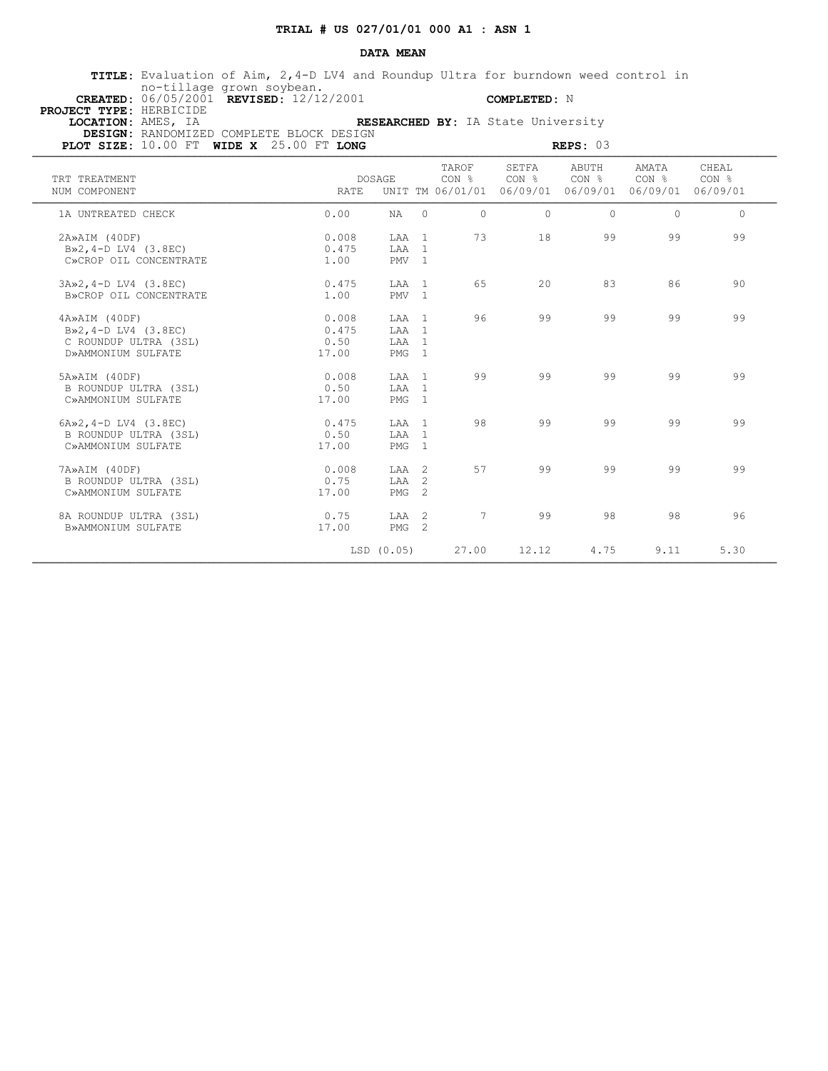# TRIAL # US 027/01/01 000 A1 : ASN 1

## DATA MEAN

**TITLE:** Evaluation of Aim, 2,4-D LV4 and Roundup Ultra for burndown weed control in no-tillage grown soybean.
**CREATED:** 06/05/2001 **REVISED:** 12/12/2001 **COMPLETED:** N
**PROJECT TYPE:** HERBICIDE
**LOCATION:** AMES, IA **RESEARCHED BY:** IA State University
**DESIGN:** RANDOMIZED COMPLETE BLOCK DESIGN
**PLOT SIZE:** 10.00 FT **WIDE X** 25.00 FT **LONG** **REPS:** 03

| TRT NUM | TREATMENT COMPONENT | DOSAGE RATE | UNIT | TM | TAROF CON % 06/01/01 | SETFA CON % 06/09/01 | ABUTH CON % 06/09/01 | AMATA CON % 06/09/01 | CHEAL CON % 06/09/01 |
|---|---|---|---|---|---|---|---|---|---|
| 1 | A UNTREATED CHECK | 0.00 | NA | 0 | 0 | 0 | 0 | 0 | 0 |
| 2 | A»AIM (40DF) | 0.008 | LAA | 1 | 73 | 18 | 99 | 99 | 99 |
| | B»2,4-D LV4 (3.8EC) | 0.475 | LAA | 1 | | | | | |
| | C»CROP OIL CONCENTRATE | 1.00 | PMV | 1 | | | | | |
| 3 | A»2,4-D LV4 (3.8EC) | 0.475 | LAA | 1 | 65 | 20 | 83 | 86 | 90 |
| | B»CROP OIL CONCENTRATE | 1.00 | PMV | 1 | | | | | |
| 4 | A»AIM (40DF) | 0.008 | LAA | 1 | 96 | 99 | 99 | 99 | 99 |
| | B»2,4-D LV4 (3.8EC) | 0.475 | LAA | 1 | | | | | |
| | C ROUNDUP ULTRA (3SL) | 0.50 | LAA | 1 | | | | | |
| | D»AMMONIUM SULFATE | 17.00 | PMG | 1 | | | | | |
| 5 | A»AIM (40DF) | 0.008 | LAA | 1 | 99 | 99 | 99 | 99 | 99 |
| | B ROUNDUP ULTRA (3SL) | 0.50 | LAA | 1 | | | | | |
| | C»AMMONIUM SULFATE | 17.00 | PMG | 1 | | | | | |
| 6 | A»2,4-D LV4 (3.8EC) | 0.475 | LAA | 1 | 98 | 99 | 99 | 99 | 99 |
| | B ROUNDUP ULTRA (3SL) | 0.50 | LAA | 1 | | | | | |
| | C»AMMONIUM SULFATE | 17.00 | PMG | 1 | | | | | |
| 7 | A»AIM (40DF) | 0.008 | LAA | 2 | 57 | 99 | 99 | 99 | 99 |
| | B ROUNDUP ULTRA (3SL) | 0.75 | LAA | 2 | | | | | |
| | C»AMMONIUM SULFATE | 17.00 | PMG | 2 | | | | | |
| 8 | A ROUNDUP ULTRA (3SL) | 0.75 | LAA | 2 | 7 | 99 | 98 | 98 | 96 |
| | B»AMMONIUM SULFATE | 17.00 | PMG | 2 | | | | | |
| | | | LSD (0.05) | | 27.00 | 12.12 | 4.75 | 9.11 | 5.30 |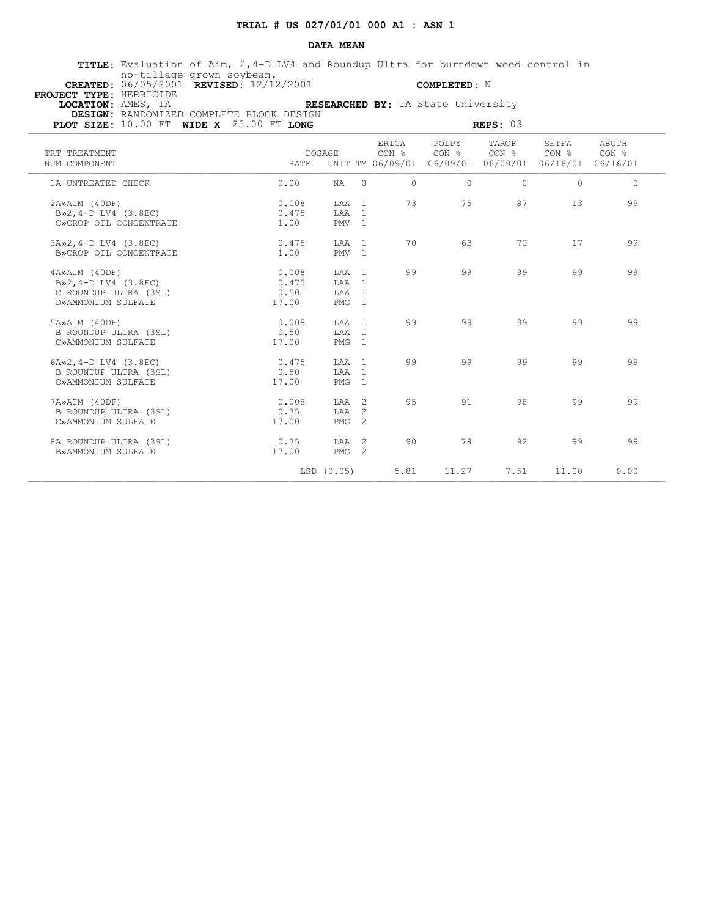**TRIAL # US 027/01/01 000 A1 : ASN 1**

**DATA MEAN**

**TITLE:** Evaluation of Aim, 2,4-D LV4 and Roundup Ultra for burndown weed control in no-tillage grown soybean.
**CREATED:** 06/05/2001 **REVISED:** 12/12/2001 **COMPLETED:** N
**PROJECT TYPE:** HERBICIDE
**LOCATION:** AMES, IA **RESEARCHED BY:** IA State University
**DESIGN:** RANDOMIZED COMPLETE BLOCK DESIGN
**PLOT SIZE:** 10.00 FT **WIDE X** 25.00 FT **LONG** **REPS:** 03

| TRT NUM | TREATMENT COMPONENT | DOSAGE RATE | UNIT | TM | ERICA CON % 06/09/01 | POLPY CON % 06/09/01 | TAROF CON % 06/09/01 | SETFA CON % 06/16/01 | ABUTH CON % 06/16/01 |
|---|---|---|---|---|---|---|---|---|---|
| 1 | A UNTREATED CHECK | 0.00 | NA | 0 | 0 | 0 | 0 | 0 | 0 |
| 2 | A»AIM (40DF) | 0.008 | LAA | 1 | 73 | 75 | 87 | 13 | 99 |
| | B»2,4-D LV4 (3.8EC) | 0.475 | LAA | 1 | | | | | |
| | C»CROP OIL CONCENTRATE | 1.00 | PMV | 1 | | | | | |
| 3 | A»2,4-D LV4 (3.8EC) | 0.475 | LAA | 1 | 70 | 63 | 70 | 17 | 99 |
| | B»CROP OIL CONCENTRATE | 1.00 | PMV | 1 | | | | | |
| 4 | A»AIM (40DF) | 0.008 | LAA | 1 | 99 | 99 | 99 | 99 | 99 |
| | B»2,4-D LV4 (3.8EC) | 0.475 | LAA | 1 | | | | | |
| | C ROUNDUP ULTRA (3SL) | 0.50 | LAA | 1 | | | | | |
| | D»AMMONIUM SULFATE | 17.00 | PMG | 1 | | | | | |
| 5 | A»AIM (40DF) | 0.008 | LAA | 1 | 99 | 99 | 99 | 99 | 99 |
| | B ROUNDUP ULTRA (3SL) | 0.50 | LAA | 1 | | | | | |
| | C»AMMONIUM SULFATE | 17.00 | PMG | 1 | | | | | |
| 6 | A»2,4-D LV4 (3.8EC) | 0.475 | LAA | 1 | 99 | 99 | 99 | 99 | 99 |
| | B ROUNDUP ULTRA (3SL) | 0.50 | LAA | 1 | | | | | |
| | C»AMMONIUM SULFATE | 17.00 | PMG | 1 | | | | | |
| 7 | A»AIM (40DF) | 0.008 | LAA | 2 | 95 | 91 | 98 | 99 | 99 |
| | B ROUNDUP ULTRA (3SL) | 0.75 | LAA | 2 | | | | | |
| | C»AMMONIUM SULFATE | 17.00 | PMG | 2 | | | | | |
| 8 | A ROUNDUP ULTRA (3SL) | 0.75 | LAA | 2 | 90 | 78 | 92 | 99 | 99 |
| | B»AMMONIUM SULFATE | 17.00 | PMG | 2 | | | | | |
| | | LSD (0.05) | | | 5.81 | 11.27 | 7.51 | 11.00 | 0.00 |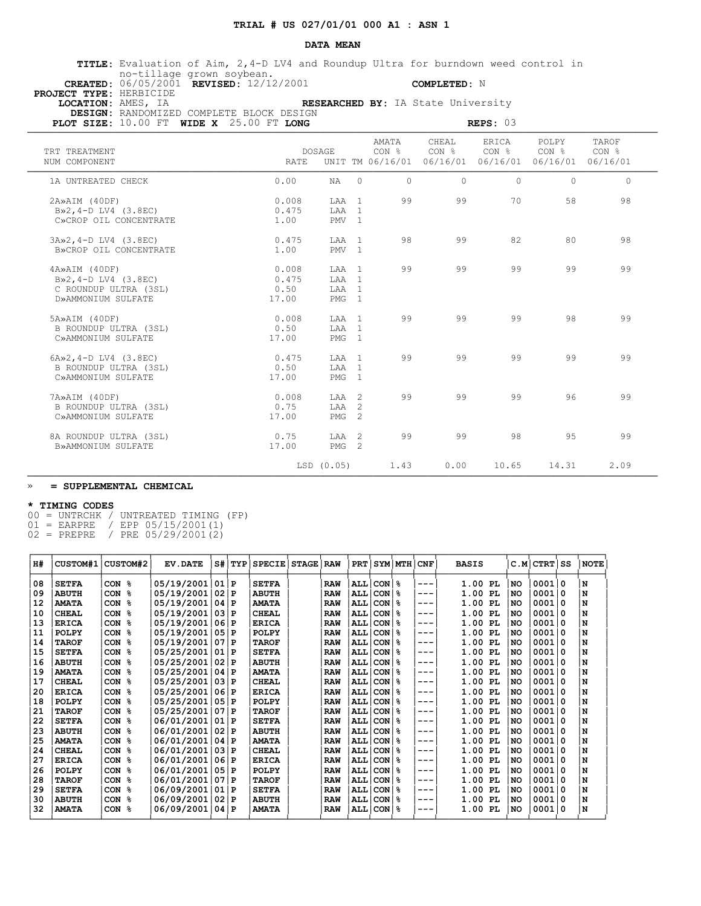**TRIAL # US 027/01/01 000 A1 : ASN 1**

**DATA MEAN**

**TITLE:** Evaluation of Aim, 2,4-D LV4 and Roundup Ultra for burndown weed control in no-tillage grown soybean.
**CREATED:** 06/05/2001 **REVISED:** 12/12/2001 **COMPLETED:** N
**PROJECT TYPE:** HERBICIDE
**LOCATION:** AMES, IA **RESEARCHED BY:** IA State University
**DESIGN:** RANDOMIZED COMPLETE BLOCK DESIGN
**PLOT SIZE:** 10.00 FT **WIDE X** 25.00 FT **LONG** **REPS:** 03

| TRT NUM | TREATMENT COMPONENT | DOSAGE RATE | UNIT | TM | AMATA CON % 06/16/01 | CHEAL CON % 06/16/01 | ERICA CON % 06/16/01 | POLPY CON % 06/16/01 | TAROF CON % 06/16/01 |
|---|---|---|---|---|---|---|---|---|---|
| 1A | UNTREATED CHECK | 0.00 | NA | 0 | 0 | 0 | 0 | 0 | 0 |
| 2A» | AIM (40DF) | 0.008 | LAA | 1 | 99 | 99 | 70 | 58 | 98 |
| B» | 2,4-D LV4 (3.8EC) | 0.475 | LAA | 1 | | | | | |
| C» | CROP OIL CONCENTRATE | 1.00 | PMV | 1 | | | | | |
| 3A» | 2,4-D LV4 (3.8EC) | 0.475 | LAA | 1 | 98 | 99 | 82 | 80 | 98 |
| B» | CROP OIL CONCENTRATE | 1.00 | PMV | 1 | | | | | |
| 4A» | AIM (40DF) | 0.008 | LAA | 1 | 99 | 99 | 99 | 99 | 99 |
| B» | 2,4-D LV4 (3.8EC) | 0.475 | LAA | 1 | | | | | |
| C | ROUNDUP ULTRA (3SL) | 0.50 | LAA | 1 | | | | | |
| D» | AMMONIUM SULFATE | 17.00 | PMG | 1 | | | | | |
| 5A» | AIM (40DF) | 0.008 | LAA | 1 | 99 | 99 | 99 | 98 | 99 |
| B | ROUNDUP ULTRA (3SL) | 0.50 | LAA | 1 | | | | | |
| C» | AMMONIUM SULFATE | 17.00 | PMG | 1 | | | | | |
| 6A» | 2,4-D LV4 (3.8EC) | 0.475 | LAA | 1 | 99 | 99 | 99 | 99 | 99 |
| B | ROUNDUP ULTRA (3SL) | 0.50 | LAA | 1 | | | | | |
| C» | AMMONIUM SULFATE | 17.00 | PMG | 1 | | | | | |
| 7A» | AIM (40DF) | 0.008 | LAA | 2 | 99 | 99 | 99 | 96 | 99 |
| B | ROUNDUP ULTRA (3SL) | 0.75 | LAA | 2 | | | | | |
| C» | AMMONIUM SULFATE | 17.00 | PMG | 2 | | | | | |
| 8A | ROUNDUP ULTRA (3SL) | 0.75 | LAA | 2 | 99 | 99 | 98 | 95 | 99 |
| B» | AMMONIUM SULFATE | 17.00 | PMG | 2 | | | | | |
| | | LSD (0.05) | | | 1.43 | 0.00 | 10.65 | 14.31 | 2.09 |

» **= SUPPLEMENTAL CHEMICAL**

**\* TIMING CODES**
00 = UNTRCHK / UNTREATED TIMING (FP)
01 = EARPRE / EPP 05/15/2001(1)
02 = PREPRE / PRE 05/29/2001(2)

| H# | CUSTOM#1 | CUSTOM#2 | EV.DATE | S# | TYP | SPECIE | STAGE | RAW | PRT | SYM | MTH | CNF | BASIS | C.M | CTRT | SS | NOTE |
|---|---|---|---|---|---|---|---|---|---|---|---|---|---|---|---|---|---|
| 08 | SETFA | CON % | 05/19/2001 | 01 | P | SETFA | | RAW | ALL | CON | % | --- | 1.00 PL | NO | 0001 | 0 | N |
| 09 | ABUTH | CON % | 05/19/2001 | 02 | P | ABUTH | | RAW | ALL | CON | % | --- | 1.00 PL | NO | 0001 | 0 | N |
| 12 | AMATA | CON % | 05/19/2001 | 04 | P | AMATA | | RAW | ALL | CON | % | --- | 1.00 PL | NO | 0001 | 0 | N |
| 10 | CHEAL | CON % | 05/19/2001 | 03 | P | CHEAL | | RAW | ALL | CON | % | --- | 1.00 PL | NO | 0001 | 0 | N |
| 13 | ERICA | CON % | 05/19/2001 | 06 | P | ERICA | | RAW | ALL | CON | % | --- | 1.00 PL | NO | 0001 | 0 | N |
| 11 | POLPY | CON % | 05/19/2001 | 05 | P | POLPY | | RAW | ALL | CON | % | --- | 1.00 PL | NO | 0001 | 0 | N |
| 14 | TAROF | CON % | 05/19/2001 | 07 | P | TAROF | | RAW | ALL | CON | % | --- | 1.00 PL | NO | 0001 | 0 | N |
| 15 | SETFA | CON % | 05/25/2001 | 01 | P | SETFA | | RAW | ALL | CON | % | --- | 1.00 PL | NO | 0001 | 0 | N |
| 16 | ABUTH | CON % | 05/25/2001 | 02 | P | ABUTH | | RAW | ALL | CON | % | --- | 1.00 PL | NO | 0001 | 0 | N |
| 19 | AMATA | CON % | 05/25/2001 | 04 | P | AMATA | | RAW | ALL | CON | % | --- | 1.00 PL | NO | 0001 | 0 | N |
| 17 | CHEAL | CON % | 05/25/2001 | 03 | P | CHEAL | | RAW | ALL | CON | % | --- | 1.00 PL | NO | 0001 | 0 | N |
| 20 | ERICA | CON % | 05/25/2001 | 06 | P | ERICA | | RAW | ALL | CON | % | --- | 1.00 PL | NO | 0001 | 0 | N |
| 18 | POLPY | CON % | 05/25/2001 | 05 | P | POLPY | | RAW | ALL | CON | % | --- | 1.00 PL | NO | 0001 | 0 | N |
| 21 | TAROF | CON % | 05/25/2001 | 07 | P | TAROF | | RAW | ALL | CON | % | --- | 1.00 PL | NO | 0001 | 0 | N |
| 22 | SETFA | CON % | 06/01/2001 | 01 | P | SETFA | | RAW | ALL | CON | % | --- | 1.00 PL | NO | 0001 | 0 | N |
| 23 | ABUTH | CON % | 06/01/2001 | 02 | P | ABUTH | | RAW | ALL | CON | % | --- | 1.00 PL | NO | 0001 | 0 | N |
| 25 | AMATA | CON % | 06/01/2001 | 04 | P | AMATA | | RAW | ALL | CON | % | --- | 1.00 PL | NO | 0001 | 0 | N |
| 24 | CHEAL | CON % | 06/01/2001 | 03 | P | CHEAL | | RAW | ALL | CON | % | --- | 1.00 PL | NO | 0001 | 0 | N |
| 27 | ERICA | CON % | 06/01/2001 | 06 | P | ERICA | | RAW | ALL | CON | % | --- | 1.00 PL | NO | 0001 | 0 | N |
| 26 | POLPY | CON % | 06/01/2001 | 05 | P | POLPY | | RAW | ALL | CON | % | --- | 1.00 PL | NO | 0001 | 0 | N |
| 28 | TAROF | CON % | 06/01/2001 | 07 | P | TAROF | | RAW | ALL | CON | % | --- | 1.00 PL | NO | 0001 | 0 | N |
| 29 | SETFA | CON % | 06/09/2001 | 01 | P | SETFA | | RAW | ALL | CON | % | --- | 1.00 PL | NO | 0001 | 0 | N |
| 30 | ABUTH | CON % | 06/09/2001 | 02 | P | ABUTH | | RAW | ALL | CON | % | --- | 1.00 PL | NO | 0001 | 0 | N |
| 32 | AMATA | CON % | 06/09/2001 | 04 | P | AMATA | | RAW | ALL | CON | % | --- | 1.00 PL | NO | 0001 | 0 | N |